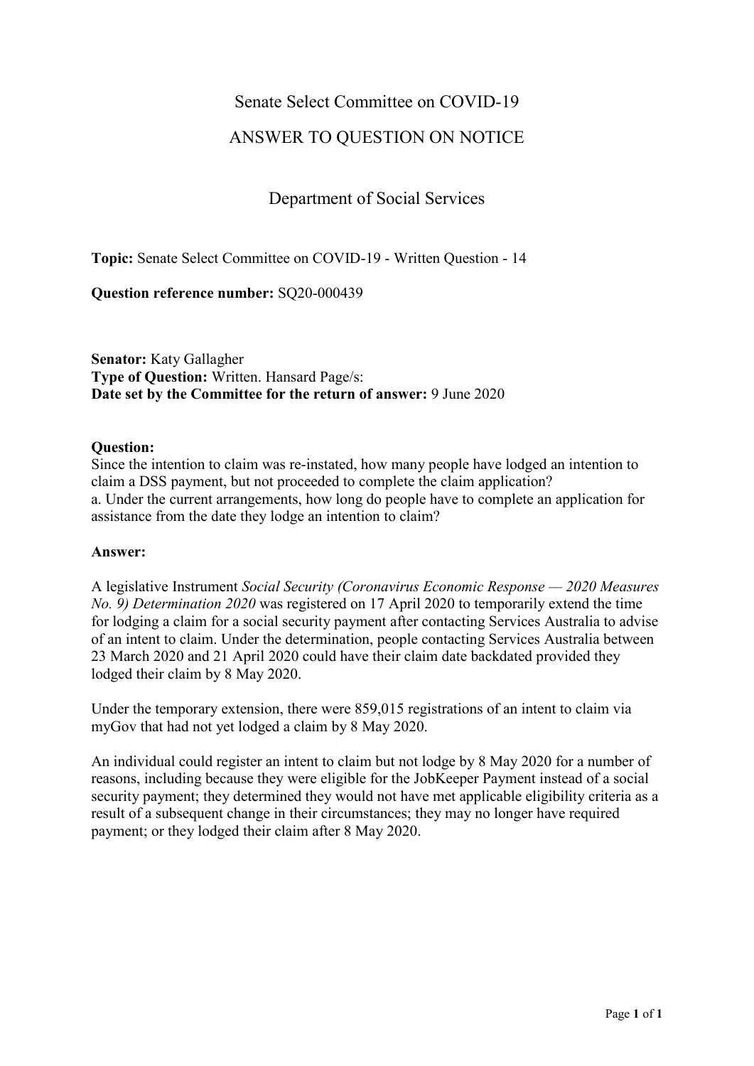# Senate Select Committee on COVID-19

## ANSWER TO QUESTION ON NOTICE

## Department of Social Services

**Topic:** Senate Select Committee on COVID-19 - Written Question - 14

**Question reference number:** SQ20-000439

**Senator:** Katy Gallagher
**Type of Question:** Written. Hansard Page/s:
**Date set by the Committee for the return of answer:** 9 June 2020

**Question:**
Since the intention to claim was re-instated, how many people have lodged an intention to claim a DSS payment, but not proceeded to complete the claim application?
a. Under the current arrangements, how long do people have to complete an application for assistance from the date they lodge an intention to claim?

**Answer:**

A legislative Instrument *Social Security (Coronavirus Economic Response — 2020 Measures No. 9) Determination 2020* was registered on 17 April 2020 to temporarily extend the time for lodging a claim for a social security payment after contacting Services Australia to advise of an intent to claim. Under the determination, people contacting Services Australia between 23 March 2020 and 21 April 2020 could have their claim date backdated provided they lodged their claim by 8 May 2020.

Under the temporary extension, there were 859,015 registrations of an intent to claim via myGov that had not yet lodged a claim by 8 May 2020.

An individual could register an intent to claim but not lodge by 8 May 2020 for a number of reasons, including because they were eligible for the JobKeeper Payment instead of a social security payment; they determined they would not have met applicable eligibility criteria as a result of a subsequent change in their circumstances; they may no longer have required payment; or they lodged their claim after 8 May 2020.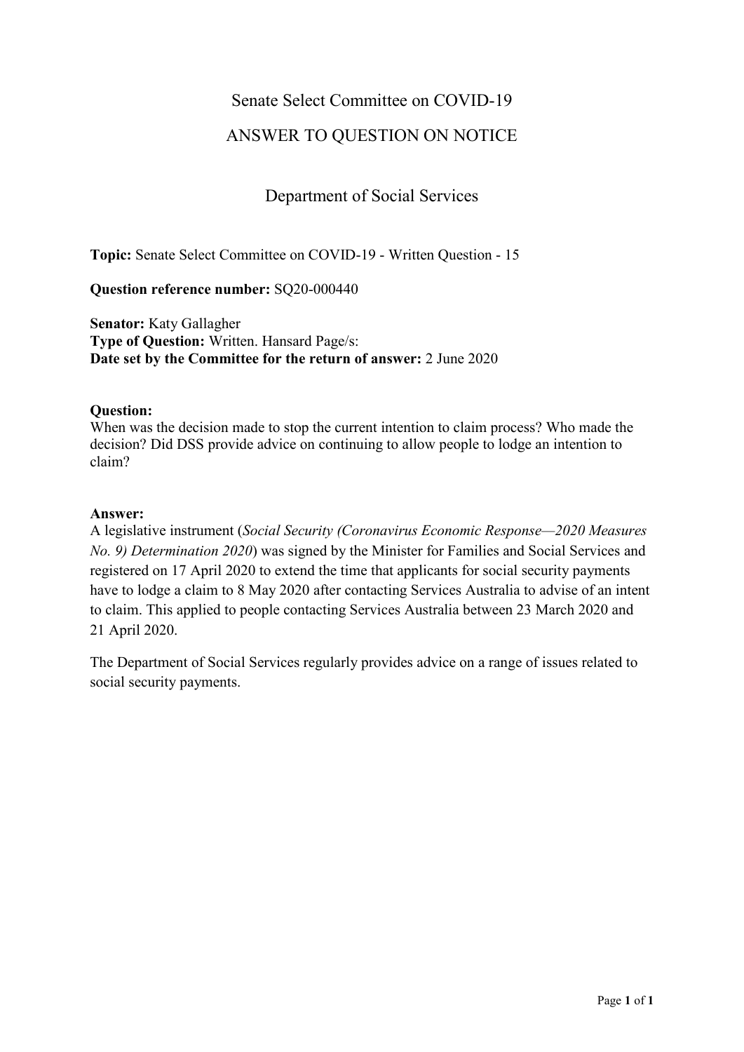# Senate Select Committee on COVID-19

## ANSWER TO QUESTION ON NOTICE

### Department of Social Services

**Topic:** Senate Select Committee on COVID-19 - Written Question - 15

**Question reference number:** SQ20-000440

**Senator:** Katy Gallagher
**Type of Question:** Written. Hansard Page/s:
**Date set by the Committee for the return of answer:** 2 June 2020

**Question:**
When was the decision made to stop the current intention to claim process? Who made the decision? Did DSS provide advice on continuing to allow people to lodge an intention to claim?

**Answer:**
A legislative instrument (*Social Security (Coronavirus Economic Response—2020 Measures No. 9) Determination 2020*) was signed by the Minister for Families and Social Services and registered on 17 April 2020 to extend the time that applicants for social security payments have to lodge a claim to 8 May 2020 after contacting Services Australia to advise of an intent to claim. This applied to people contacting Services Australia between 23 March 2020 and 21 April 2020.

The Department of Social Services regularly provides advice on a range of issues related to social security payments.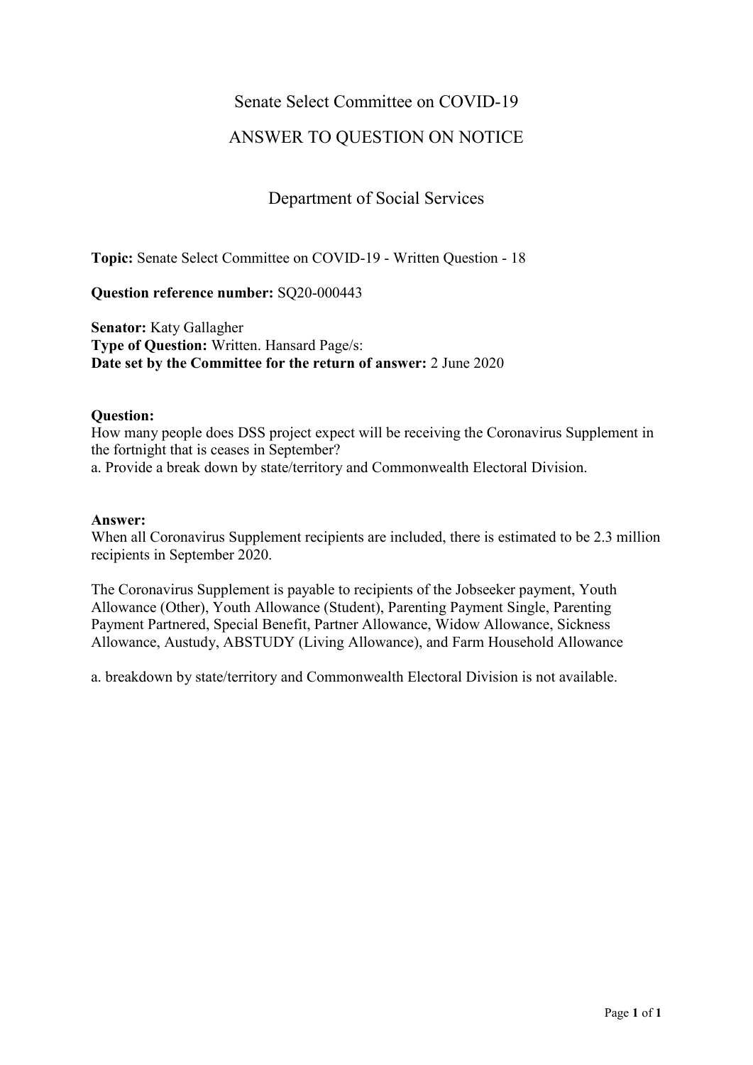# Senate Select Committee on COVID-19

## ANSWER TO QUESTION ON NOTICE

## Department of Social Services

**Topic:** Senate Select Committee on COVID-19 - Written Question - 18

**Question reference number:** SQ20-000443

**Senator:** Katy Gallagher
**Type of Question:** Written. Hansard Page/s:
**Date set by the Committee for the return of answer:** 2 June 2020

**Question:**
How many people does DSS project expect will be receiving the Coronavirus Supplement in the fortnight that is ceases in September?
a. Provide a break down by state/territory and Commonwealth Electoral Division.

**Answer:**
When all Coronavirus Supplement recipients are included, there is estimated to be 2.3 million recipients in September 2020.

The Coronavirus Supplement is payable to recipients of the Jobseeker payment, Youth Allowance (Other), Youth Allowance (Student), Parenting Payment Single, Parenting Payment Partnered, Special Benefit, Partner Allowance, Widow Allowance, Sickness Allowance, Austudy, ABSTUDY (Living Allowance), and Farm Household Allowance

a. breakdown by state/territory and Commonwealth Electoral Division is not available.